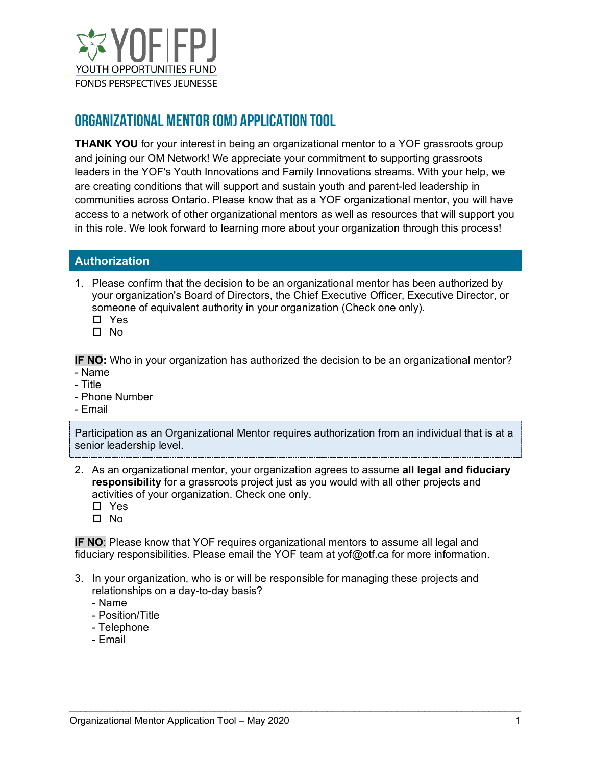YOF | FPJ

YOUTH OPPORTUNITIES FUND

FONDS PERSPECTIVES JEUNESSE

# ORGANIZATIONAL MENTOR (OM) APPLICATION TOOL

**THANK YOU** for your interest in being an organizational mentor to a YOF grassroots group and joining our OM Network! We appreciate your commitment to supporting grassroots leaders in the YOF's Youth Innovations and Family Innovations streams. With your help, we are creating conditions that will support and sustain youth and parent-led leadership in communities across Ontario. Please know that as a YOF organizational mentor, you will have access to a network of other organizational mentors as well as resources that will support you in this role. We look forward to learning more about your organization through this process!

## Authorization

1. Please confirm that the decision to be an organizational mentor has been authorized by your organization's Board of Directors, the Chief Executive Officer, Executive Director, or someone of equivalent authority in your organization (Check one only).
   - ☐ Yes
   - ☐ No

**IF NO:** Who in your organization has authorized the decision to be an organizational mentor?
- Name
- Title
- Phone Number
- Email

> Participation as an Organizational Mentor requires authorization from an individual that is at a senior leadership level.

2. As an organizational mentor, your organization agrees to assume **all legal and fiduciary responsibility** for a grassroots project just as you would with all other projects and activities of your organization. Check one only.
   - ☐ Yes
   - ☐ No

**IF NO**: Please know that YOF requires organizational mentors to assume all legal and fiduciary responsibilities. Please email the YOF team at yof@otf.ca for more information.

3. In your organization, who is or will be responsible for managing these projects and relationships on a day-to-day basis?
   - Name
   - Position/Title
   - Telephone
   - Email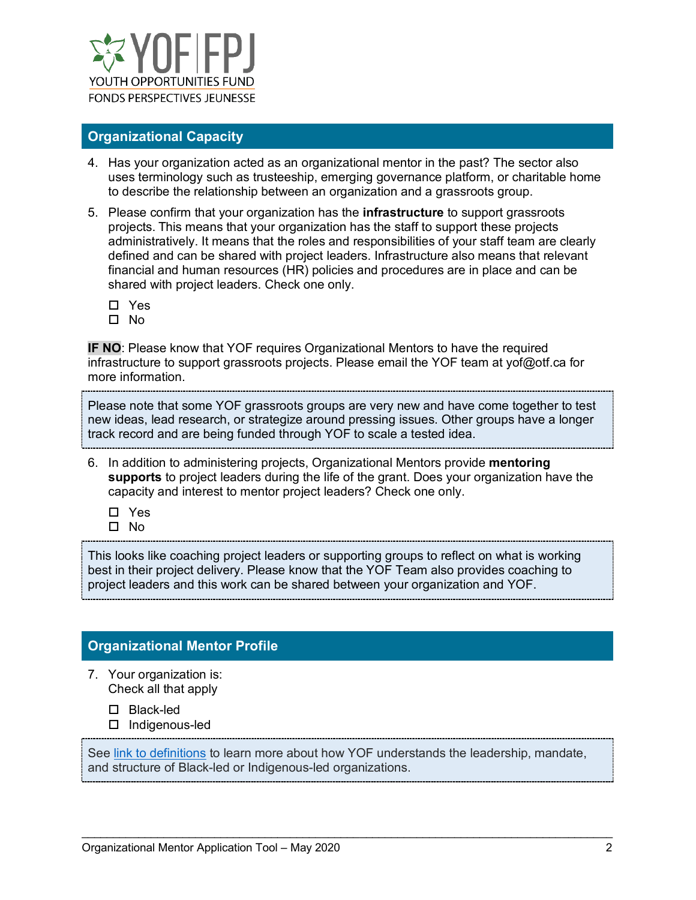## Organizational Capacity

4. Has your organization acted as an organizational mentor in the past? The sector also uses terminology such as trusteeship, emerging governance platform, or charitable home to describe the relationship between an organization and a grassroots group.

5. Please confirm that your organization has the **infrastructure** to support grassroots projects. This means that your organization has the staff to support these projects administratively. It means that the roles and responsibilities of your staff team are clearly defined and can be shared with project leaders. Infrastructure also means that relevant financial and human resources (HR) policies and procedures are in place and can be shared with project leaders. Check one only.

   - ☐ Yes
   - ☐ No

**IF NO**: Please know that YOF requires Organizational Mentors to have the required infrastructure to support grassroots projects. Please email the YOF team at yof@otf.ca for more information.

> Please note that some YOF grassroots groups are very new and have come together to test new ideas, lead research, or strategize around pressing issues. Other groups have a longer track record and are being funded through YOF to scale a tested idea.

6. In addition to administering projects, Organizational Mentors provide **mentoring supports** to project leaders during the life of the grant. Does your organization have the capacity and interest to mentor project leaders? Check one only.

   - ☐ Yes
   - ☐ No

> This looks like coaching project leaders or supporting groups to reflect on what is working best in their project delivery. Please know that the YOF Team also provides coaching to project leaders and this work can be shared between your organization and YOF.

## Organizational Mentor Profile

7. Your organization is:
   Check all that apply

   - ☐ Black-led
   - ☐ Indigenous-led

> See link to definitions to learn more about how YOF understands the leadership, mandate, and structure of Black-led or Indigenous-led organizations.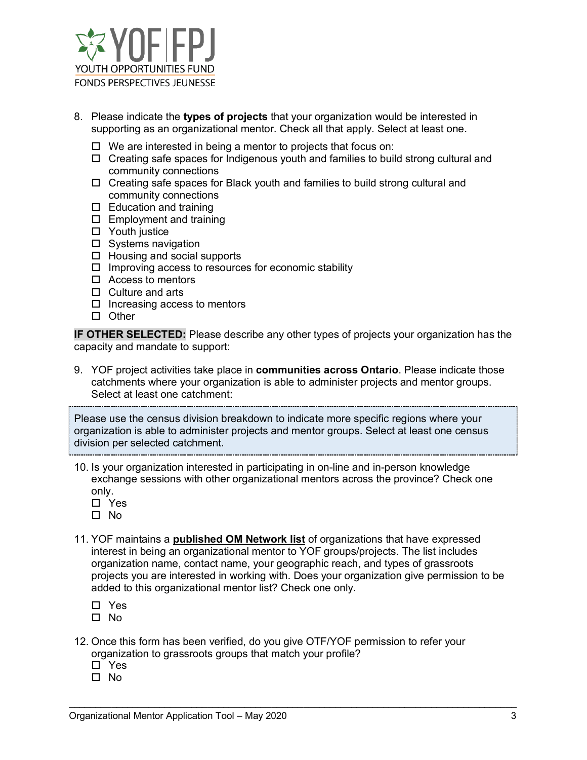8. Please indicate the **types of projects** that your organization would be interested in supporting as an organizational mentor. Check all that apply. Select at least one.
   - ☐ We are interested in being a mentor to projects that focus on:
   - ☐ Creating safe spaces for Indigenous youth and families to build strong cultural and community connections
   - ☐ Creating safe spaces for Black youth and families to build strong cultural and community connections
   - ☐ Education and training
   - ☐ Employment and training
   - ☐ Youth justice
   - ☐ Systems navigation
   - ☐ Housing and social supports
   - ☐ Improving access to resources for economic stability
   - ☐ Access to mentors
   - ☐ Culture and arts
   - ☐ Increasing access to mentors
   - ☐ Other

**IF OTHER SELECTED:** Please describe any other types of projects your organization has the capacity and mandate to support:

9. YOF project activities take place in **communities across Ontario**. Please indicate those catchments where your organization is able to administer projects and mentor groups. Select at least one catchment:

> Please use the census division breakdown to indicate more specific regions where your organization is able to administer projects and mentor groups. Select at least one census division per selected catchment.

10. Is your organization interested in participating in on-line and in-person knowledge exchange sessions with other organizational mentors across the province? Check one only.
    - ☐ Yes
    - ☐ No

11. YOF maintains a **published OM Network list** of organizations that have expressed interest in being an organizational mentor to YOF groups/projects. The list includes organization name, contact name, your geographic reach, and types of grassroots projects you are interested in working with. Does your organization give permission to be added to this organizational mentor list? Check one only.
    - ☐ Yes
    - ☐ No

12. Once this form has been verified, do you give OTF/YOF permission to refer your organization to grassroots groups that match your profile?
    - ☐ Yes
    - ☐ No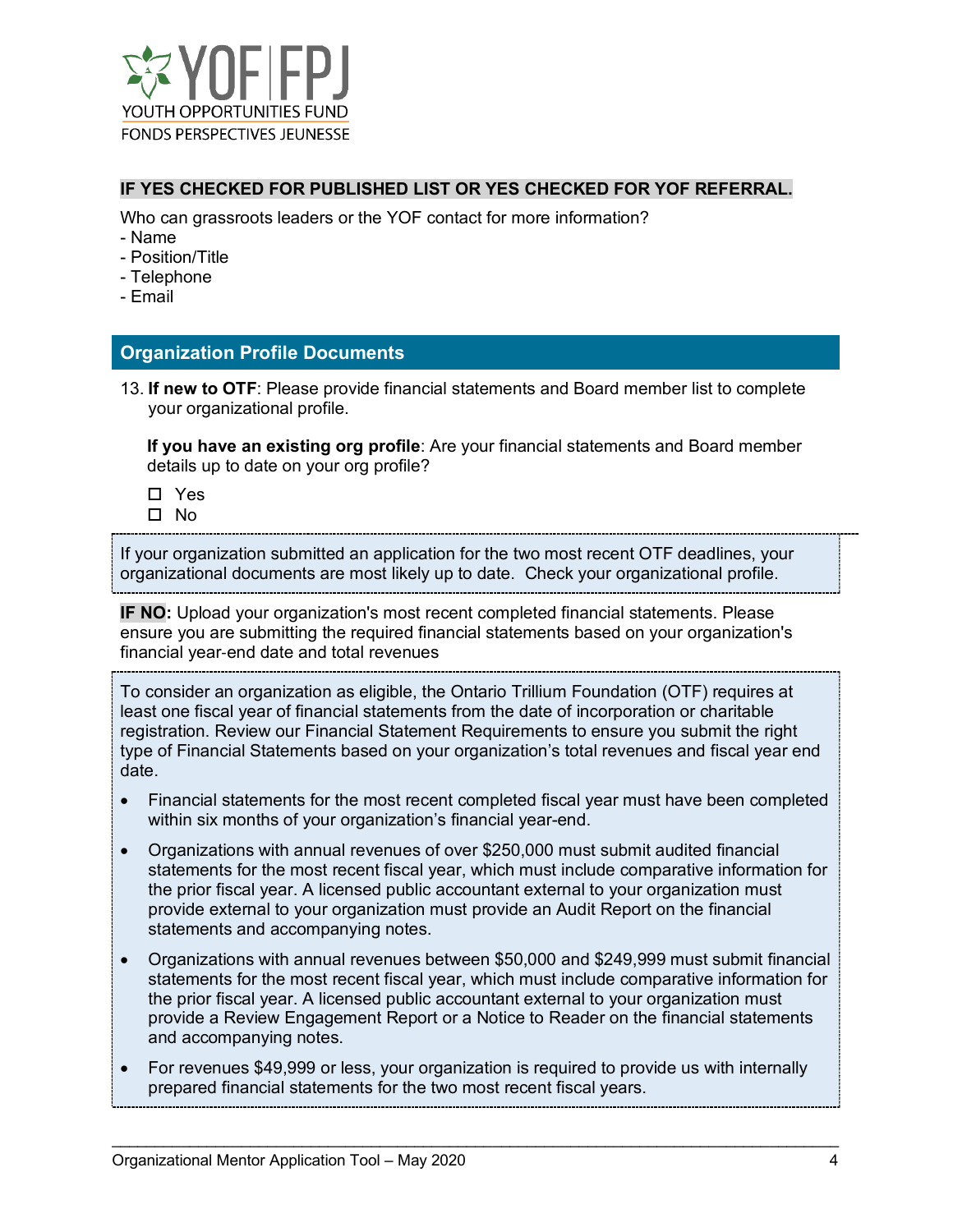**IF YES CHECKED FOR PUBLISHED LIST OR YES CHECKED FOR YOF REFERRAL.**

Who can grassroots leaders or the YOF contact for more information?
- Name
- Position/Title
- Telephone
- Email

## Organization Profile Documents

13. **If new to OTF**: Please provide financial statements and Board member list to complete your organizational profile.

    **If you have an existing org profile**: Are your financial statements and Board member details up to date on your org profile?

    ☐ Yes
    ☐ No

If your organization submitted an application for the two most recent OTF deadlines, your organizational documents are most likely up to date. Check your organizational profile.

**IF NO:** Upload your organization's most recent completed financial statements. Please ensure you are submitting the required financial statements based on your organization's financial year-end date and total revenues

To consider an organization as eligible, the Ontario Trillium Foundation (OTF) requires at least one fiscal year of financial statements from the date of incorporation or charitable registration. Review our Financial Statement Requirements to ensure you submit the right type of Financial Statements based on your organization's total revenues and fiscal year end date.

- Financial statements for the most recent completed fiscal year must have been completed within six months of your organization's financial year-end.
- Organizations with annual revenues of over $250,000 must submit audited financial statements for the most recent fiscal year, which must include comparative information for the prior fiscal year. A licensed public accountant external to your organization must provide external to your organization must provide an Audit Report on the financial statements and accompanying notes.
- Organizations with annual revenues between $50,000 and $249,999 must submit financial statements for the most recent fiscal year, which must include comparative information for the prior fiscal year. A licensed public accountant external to your organization must provide a Review Engagement Report or a Notice to Reader on the financial statements and accompanying notes.
- For revenues $49,999 or less, your organization is required to provide us with internally prepared financial statements for the two most recent fiscal years.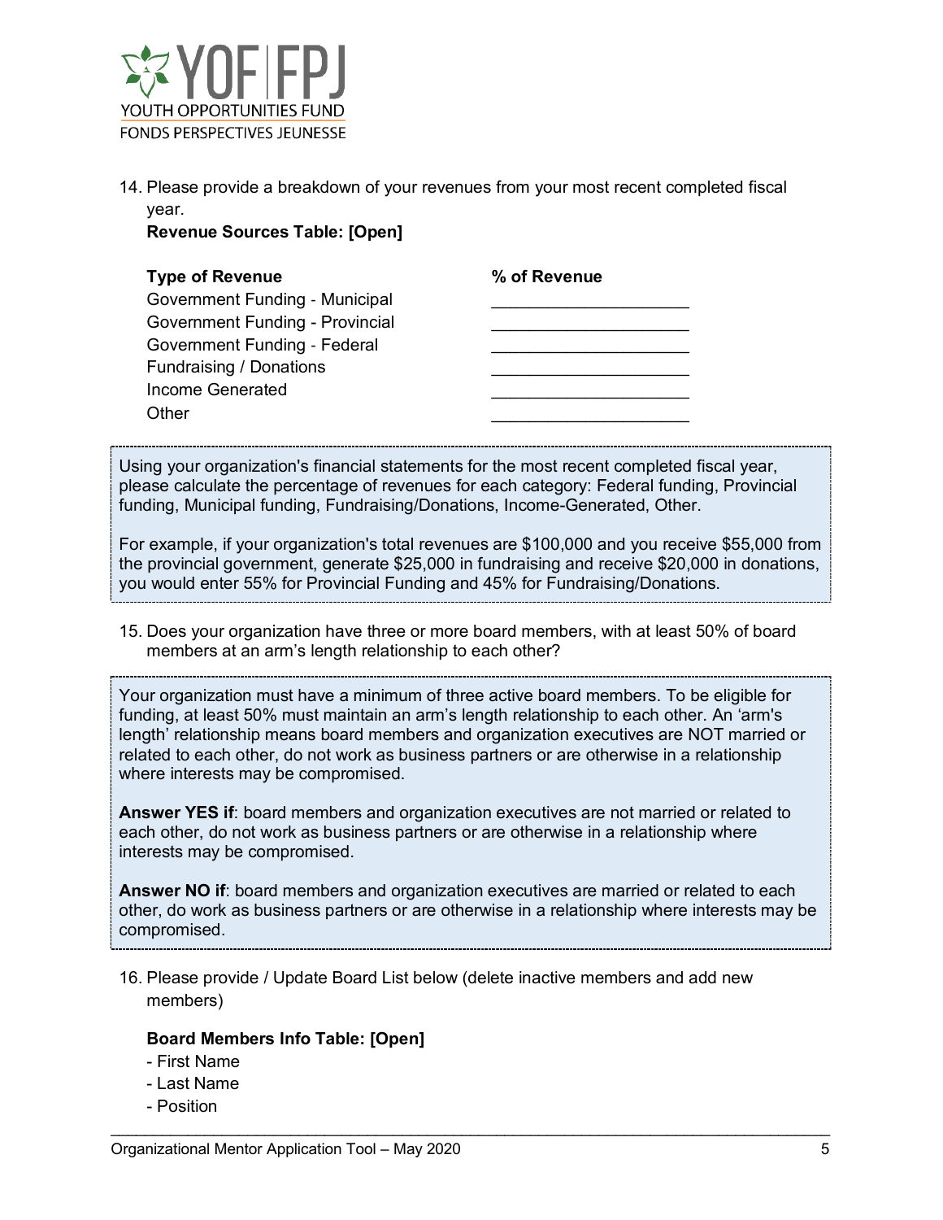14. Please provide a breakdown of your revenues from your most recent completed fiscal year.
 **Revenue Sources Table: [Open]**

| Type of Revenue | % of Revenue |
| --- | --- |
| Government Funding - Municipal | ____________________ |
| Government Funding - Provincial | ____________________ |
| Government Funding - Federal | ____________________ |
| Fundraising / Donations | ____________________ |
| Income Generated | ____________________ |
| Other | ____________________ |

> Using your organization's financial statements for the most recent completed fiscal year, please calculate the percentage of revenues for each category: Federal funding, Provincial funding, Municipal funding, Fundraising/Donations, Income-Generated, Other.
>
> For example, if your organization's total revenues are $100,000 and you receive $55,000 from the provincial government, generate $25,000 in fundraising and receive $20,000 in donations, you would enter 55% for Provincial Funding and 45% for Fundraising/Donations.

15. Does your organization have three or more board members, with at least 50% of board members at an arm's length relationship to each other?

> Your organization must have a minimum of three active board members. To be eligible for funding, at least 50% must maintain an arm's length relationship to each other. An 'arm's length' relationship means board members and organization executives are NOT married or related to each other, do not work as business partners or are otherwise in a relationship where interests may be compromised.
>
> **Answer YES if**: board members and organization executives are not married or related to each other, do not work as business partners or are otherwise in a relationship where interests may be compromised.
>
> **Answer NO if**: board members and organization executives are married or related to each other, do work as business partners or are otherwise in a relationship where interests may be compromised.

16. Please provide / Update Board List below (delete inactive members and add new members)

 **Board Members Info Table: [Open]**
 - First Name
 - Last Name
 - Position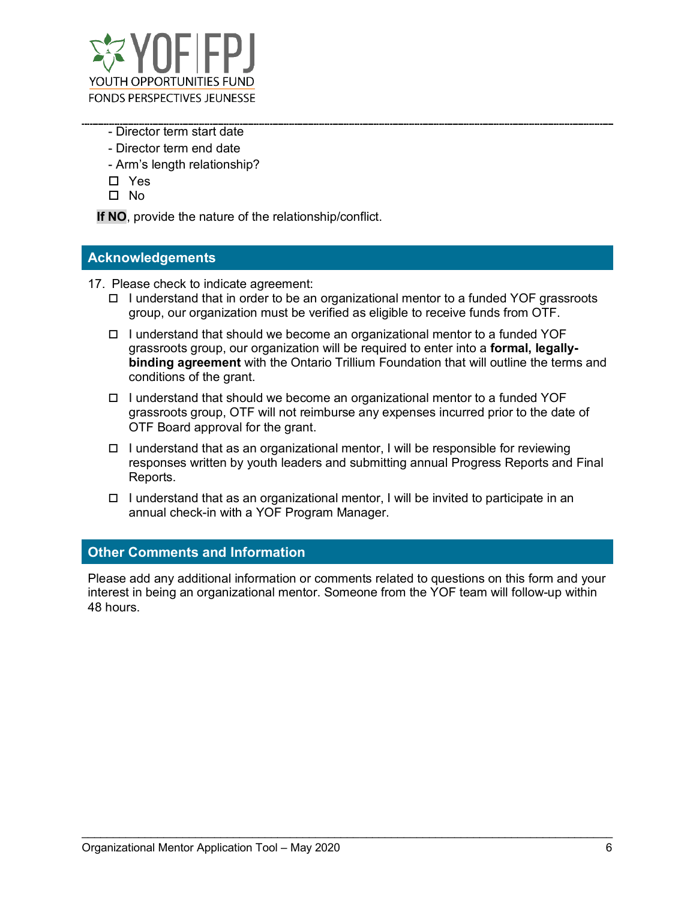- Director term start date
- Director term end date
- Arm's length relationship?

☐ Yes
☐ No

**If NO**, provide the nature of the relationship/conflict.

## Acknowledgements

17. Please check to indicate agreement:
    - ☐ I understand that in order to be an organizational mentor to a funded YOF grassroots group, our organization must be verified as eligible to receive funds from OTF.
    - ☐ I understand that should we become an organizational mentor to a funded YOF grassroots group, our organization will be required to enter into a **formal, legally-binding agreement** with the Ontario Trillium Foundation that will outline the terms and conditions of the grant.
    - ☐ I understand that should we become an organizational mentor to a funded YOF grassroots group, OTF will not reimburse any expenses incurred prior to the date of OTF Board approval for the grant.
    - ☐ I understand that as an organizational mentor, I will be responsible for reviewing responses written by youth leaders and submitting annual Progress Reports and Final Reports.
    - ☐ I understand that as an organizational mentor, I will be invited to participate in an annual check-in with a YOF Program Manager.

## Other Comments and Information

Please add any additional information or comments related to questions on this form and your interest in being an organizational mentor. Someone from the YOF team will follow-up within 48 hours.